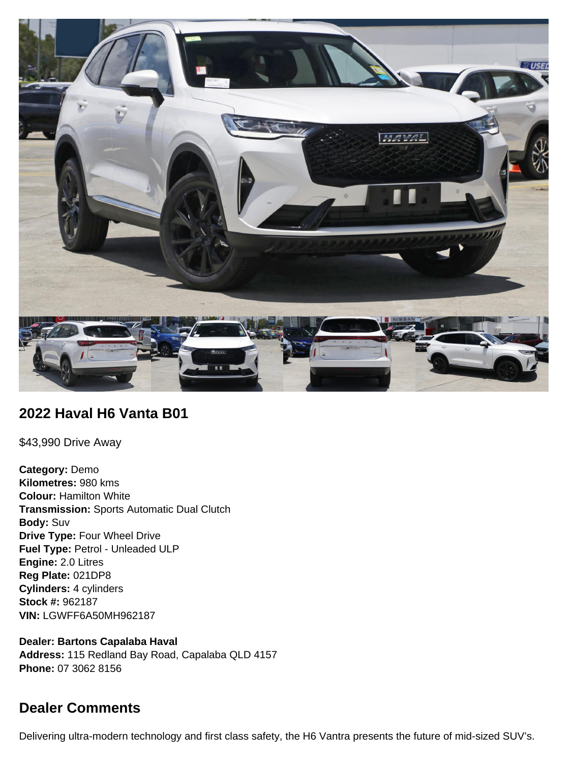## 2022 Haval H6 Vanta B01

$43,990 Drive Away

**Category:** Demo
**Kilometres:** 980 kms
**Colour:** Hamilton White
**Transmission:** Sports Automatic Dual Clutch
**Body:** Suv
**Drive Type:** Four Wheel Drive
**Fuel Type:** Petrol - Unleaded ULP
**Engine:** 2.0 Litres
**Reg Plate:** 021DP8
**Cylinders:** 4 cylinders
**Stock #:** 962187
**VIN:** LGWFF6A50MH962187

**Dealer: Bartons Capalaba Haval**
**Address:** 115 Redland Bay Road, Capalaba QLD 4157
**Phone:** 07 3062 8156

## Dealer Comments

Delivering ultra-modern technology and first class safety, the H6 Vantra presents the future of mid-sized SUV's.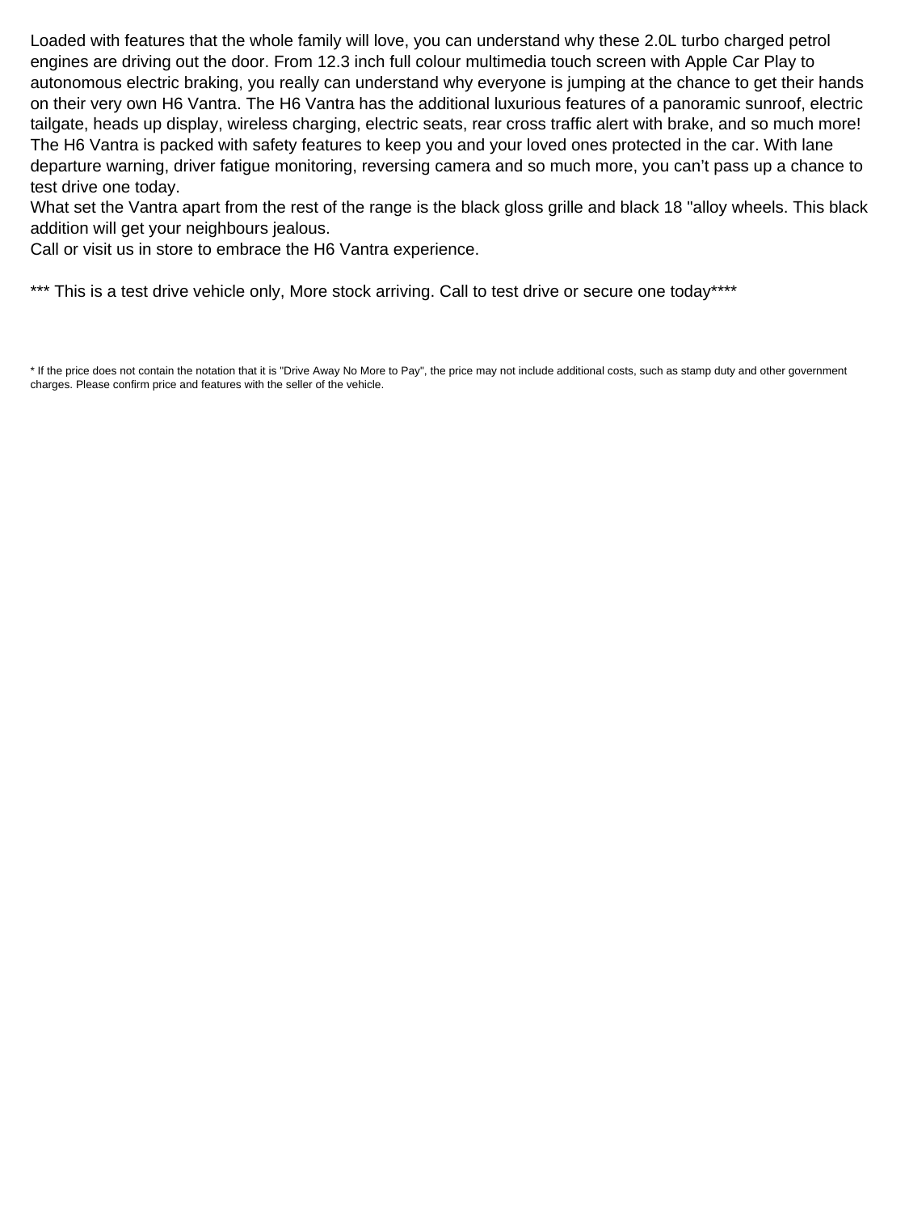Loaded with features that the whole family will love, you can understand why these 2.0L turbo charged petrol engines are driving out the door. From 12.3 inch full colour multimedia touch screen with Apple Car Play to autonomous electric braking, you really can understand why everyone is jumping at the chance to get their hands on their very own H6 Vantra. The H6 Vantra has the additional luxurious features of a panoramic sunroof, electric tailgate, heads up display, wireless charging, electric seats, rear cross traffic alert with brake, and so much more!
The H6 Vantra is packed with safety features to keep you and your loved ones protected in the car. With lane departure warning, driver fatigue monitoring, reversing camera and so much more, you can't pass up a chance to test drive one today.
What set the Vantra apart from the rest of the range is the black gloss grille and black 18 "alloy wheels. This black addition will get your neighbours jealous.
Call or visit us in store to embrace the H6 Vantra experience.

*** This is a test drive vehicle only, More stock arriving. Call to test drive or secure one today****

* If the price does not contain the notation that it is "Drive Away No More to Pay", the price may not include additional costs, such as stamp duty and other government charges. Please confirm price and features with the seller of the vehicle.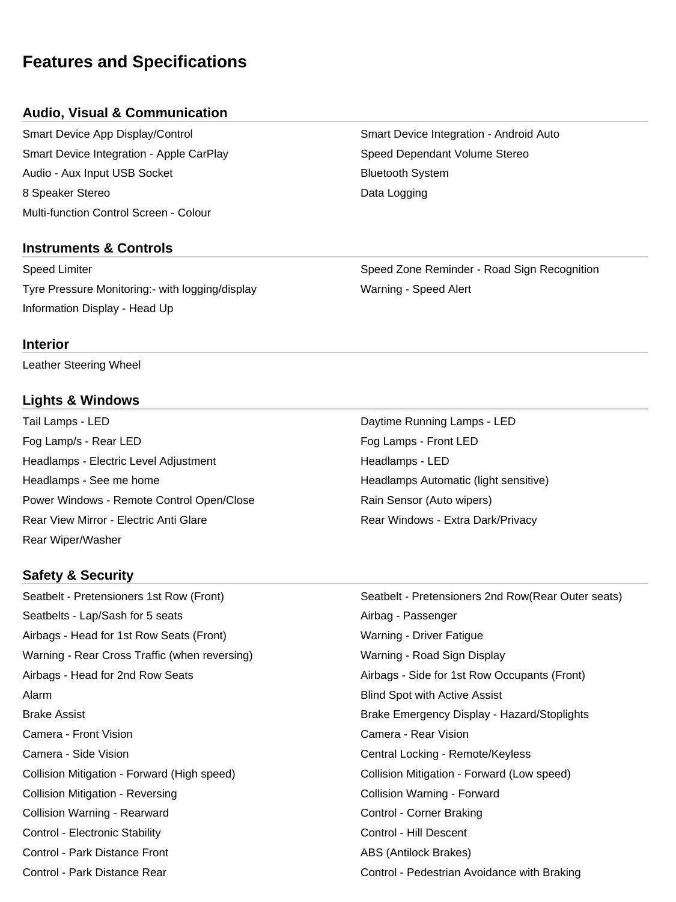# Features and Specifications

## Audio, Visual & Communication

- Smart Device App Display/Control
- Smart Device Integration - Android Auto
- Smart Device Integration - Apple CarPlay
- Speed Dependant Volume Stereo
- Audio - Aux Input USB Socket
- Bluetooth System
- 8 Speaker Stereo
- Data Logging
- Multi-function Control Screen - Colour

## Instruments & Controls

- Speed Limiter
- Speed Zone Reminder - Road Sign Recognition
- Tyre Pressure Monitoring:- with logging/display
- Warning - Speed Alert
- Information Display - Head Up

## Interior

- Leather Steering Wheel

## Lights & Windows

- Tail Lamps - LED
- Daytime Running Lamps - LED
- Fog Lamp/s - Rear LED
- Fog Lamps - Front LED
- Headlamps - Electric Level Adjustment
- Headlamps - LED
- Headlamps - See me home
- Headlamps Automatic (light sensitive)
- Power Windows - Remote Control Open/Close
- Rain Sensor (Auto wipers)
- Rear View Mirror - Electric Anti Glare
- Rear Windows - Extra Dark/Privacy
- Rear Wiper/Washer

## Safety & Security

- Seatbelt - Pretensioners 1st Row (Front)
- Seatbelt - Pretensioners 2nd Row(Rear Outer seats)
- Seatbelts - Lap/Sash for 5 seats
- Airbag - Passenger
- Airbags - Head for 1st Row Seats (Front)
- Warning - Driver Fatigue
- Warning - Rear Cross Traffic (when reversing)
- Warning - Road Sign Display
- Airbags - Head for 2nd Row Seats
- Airbags - Side for 1st Row Occupants (Front)
- Alarm
- Blind Spot with Active Assist
- Brake Assist
- Brake Emergency Display - Hazard/Stoplights
- Camera - Front Vision
- Camera - Rear Vision
- Camera - Side Vision
- Central Locking - Remote/Keyless
- Collision Mitigation - Forward (High speed)
- Collision Mitigation - Forward (Low speed)
- Collision Mitigation - Reversing
- Collision Warning - Forward
- Collision Warning - Rearward
- Control - Corner Braking
- Control - Electronic Stability
- Control - Hill Descent
- Control - Park Distance Front
- ABS (Antilock Brakes)
- Control - Park Distance Rear
- Control - Pedestrian Avoidance with Braking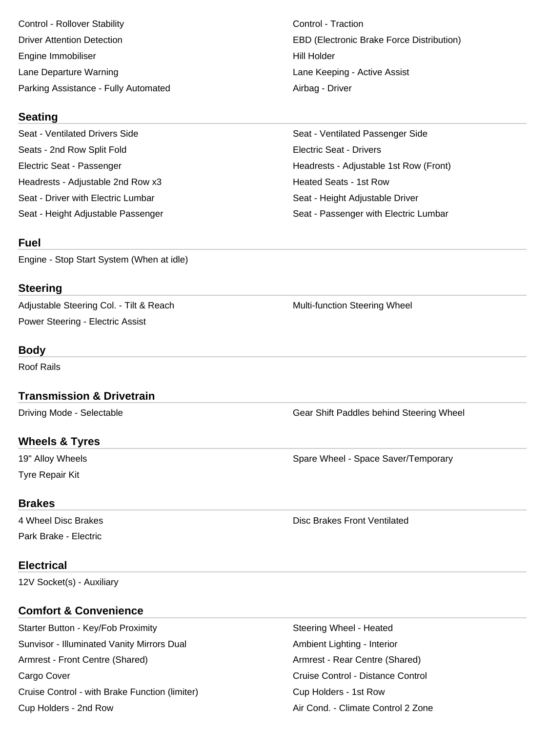- Control - Rollover Stability
- Control - Traction
- Driver Attention Detection
- EBD (Electronic Brake Force Distribution)
- Engine Immobiliser
- Hill Holder
- Lane Departure Warning
- Lane Keeping - Active Assist
- Parking Assistance - Fully Automated
- Airbag - Driver

## Seating

- Seat - Ventilated Drivers Side
- Seat - Ventilated Passenger Side
- Seats - 2nd Row Split Fold
- Electric Seat - Drivers
- Electric Seat - Passenger
- Headrests - Adjustable 1st Row (Front)
- Headrests - Adjustable 2nd Row x3
- Heated Seats - 1st Row
- Seat - Driver with Electric Lumbar
- Seat - Height Adjustable Driver
- Seat - Height Adjustable Passenger
- Seat - Passenger with Electric Lumbar

## Fuel

- Engine - Stop Start System (When at idle)

## Steering

- Adjustable Steering Col. - Tilt & Reach
- Multi-function Steering Wheel
- Power Steering - Electric Assist

## Body

- Roof Rails

## Transmission & Drivetrain

- Driving Mode - Selectable
- Gear Shift Paddles behind Steering Wheel

## Wheels & Tyres

- 19" Alloy Wheels
- Spare Wheel - Space Saver/Temporary
- Tyre Repair Kit

## Brakes

- 4 Wheel Disc Brakes
- Disc Brakes Front Ventilated
- Park Brake - Electric

## Electrical

- 12V Socket(s) - Auxiliary

## Comfort & Convenience

- Starter Button - Key/Fob Proximity
- Steering Wheel - Heated
- Sunvisor - Illuminated Vanity Mirrors Dual
- Ambient Lighting - Interior
- Armrest - Front Centre (Shared)
- Armrest - Rear Centre (Shared)
- Cargo Cover
- Cruise Control - Distance Control
- Cruise Control - with Brake Function (limiter)
- Cup Holders - 1st Row
- Cup Holders - 2nd Row
- Air Cond. - Climate Control 2 Zone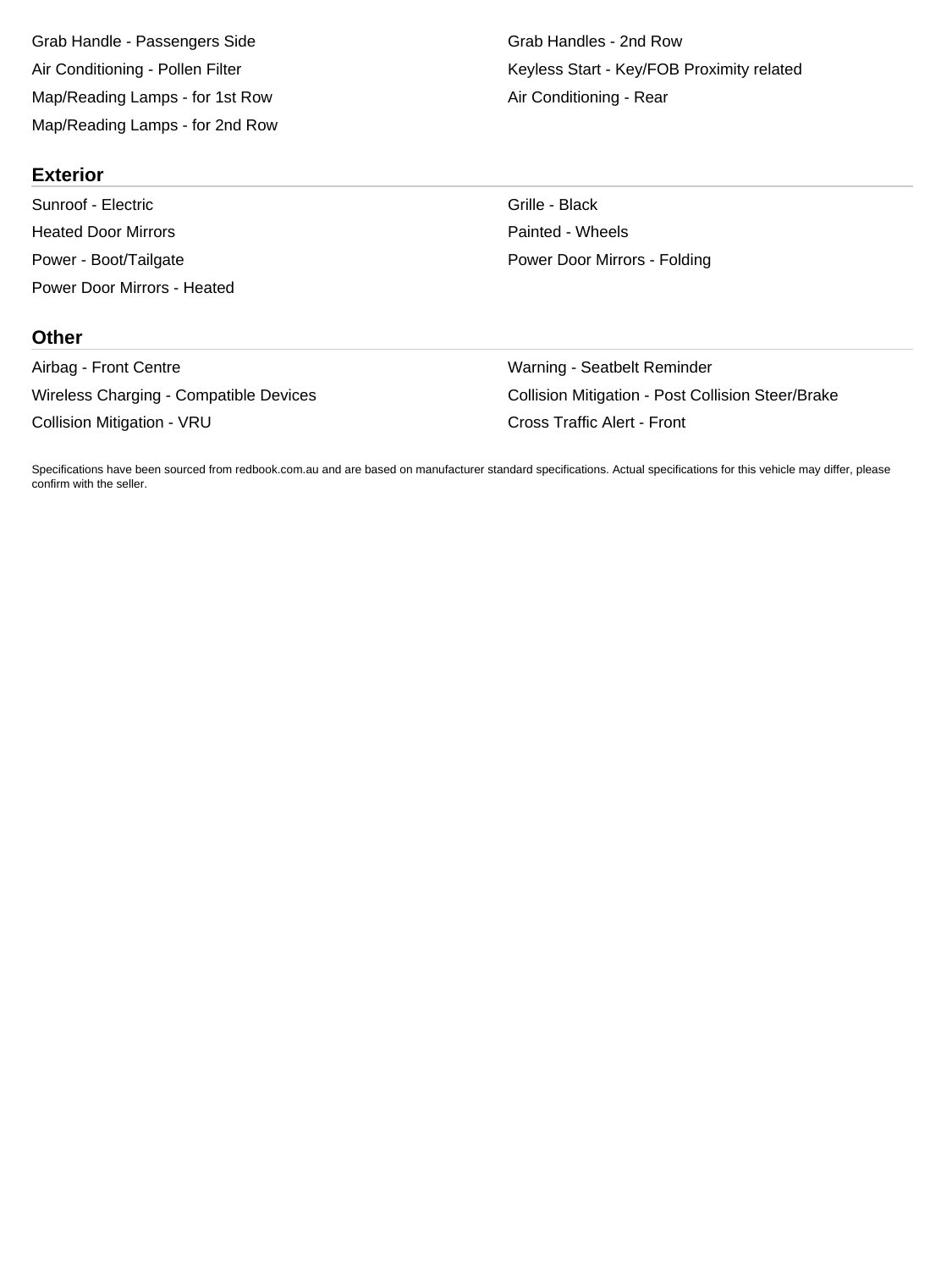Grab Handle - Passengers Side

Air Conditioning - Pollen Filter

Map/Reading Lamps - for 1st Row

Map/Reading Lamps - for 2nd Row

Grab Handles - 2nd Row

Keyless Start - Key/FOB Proximity related

Air Conditioning - Rear

## Exterior

Sunroof - Electric

Heated Door Mirrors

Power - Boot/Tailgate

Power Door Mirrors - Heated

Grille - Black

Painted - Wheels

Power Door Mirrors - Folding

## Other

Airbag - Front Centre

Wireless Charging - Compatible Devices

Collision Mitigation - VRU

Warning - Seatbelt Reminder

Collision Mitigation - Post Collision Steer/Brake

Cross Traffic Alert - Front

Specifications have been sourced from redbook.com.au and are based on manufacturer standard specifications. Actual specifications for this vehicle may differ, please confirm with the seller.